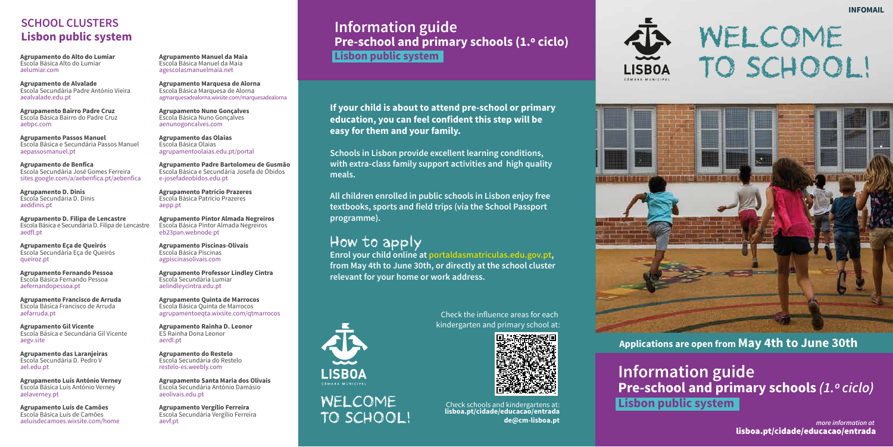## SCHOOL CLUSTERS
## Lisbon public system

**Agrupamento do Alto do Lumiar**
Escola Básica Alto do Lumiar
aelumiar.com

**Agrupamento de Alvalade**
Escola Secundária Padre António Vieira
aealvalade.edu.pt

**Agrupamento Bairro Padre Cruz**
Escola Básica Bairro do Padre Cruz
aebpc.com

**Agrupamento Passos Manuel**
Escola Básica e Secundária Passos Manuel
aepassosmanuel.pt

**Agrupamento de Benfica**
Escola Secundária José Gomes Ferreira
sites.google.com/a/aebenfica.pt/aebenfica

**Agrupamento D. Dinis**
Escola Secundária D. Dinis
aeddinis.pt

**Agrupamento D. Filipa de Lencastre**
Escola Básica e Secundária D. Filipa de Lencastre
aedfl.pt

**Agrupamento Eça de Queirós**
Escola Secundária Eça de Queirós
queiroz.pt

**Agrupamento Fernando Pessoa**
Escola Básica Fernando Pessoa
aefernandopessoa.pt

**Agrupamento Francisco de Arruda**
Escola Básica Francisco de Arruda
aefarruda.pt

**Agrupamento Gil Vicente**
Escola Básica e Secundária Gil Vicente
aegv.site

**Agrupamento das Laranjeiras**
Escola Secundária D. Pedro V
ael.edu.pt

**Agrupamento Luís António Verney**
Escola Básica Luís António Verney
aelaverney.pt

**Agrupamento Luís de Camões**
Escola Básica Luís de Camões
aeluisdecamoes.wixsite.com/home

**Agrupamento Manuel da Maia**
Escola Básica Manuel da Maia
agescolasmanuelmaia.net

**Agrupamento Marquesa de Alorna**
Escola Básica Marquesa de Alorna
agmarquesadealorna.wixsite.com/marquesadealorna

**Agrupamento Nuno Gonçalves**
Escola Básica Nuno Gonçalves
aenunogoncalves.com

**Agrupamento das Olaias**
Escola Básica Olaias
agrupamentoolaias.edu.pt/portal

**Agrupamento Padre Bartolomeu de Gusmão**
Escola Básica e Secundária Josefa de Óbidos
e-josefadeobidos.edu.pt

**Agrupamento Patrício Prazeres**
Escola Básica Patrício Prazeres
aepp.pt

**Agrupamento Pintor Almada Negreiros**
Escola Básica Pintor Almada Negreiros
eb23pan.webnode.pt

**Agrupamento Piscinas-Olivais**
Escola Básica Piscinas
agpiscinasolivais.com

**Agrupamento Professor Lindley Cintra**
Escola Secundária Lumiar
aelindleycintra.edu.pt

**Agrupamento Quinta de Marrocos**
Escola Básica Quinta de Marrocos
agrupamentoeqta.wixsite.com/qtmarrocos

**Agrupamento Rainha D. Leonor**
ES Rainha Dona Leonor
aerdl.pt

**Agrupamento do Restelo**
Escola Secundária do Restelo
restelo-es.weebly.com

**Agrupamento Santa Maria dos Olivais**
Escola Secundária António Damásio
aeolivais.edu.pt

**Agrupamento Vergílio Ferreira**
Escola Secundária Vergílio Ferreira
aevf.pt

## Information guide
### Pre-school and primary schools (1.º ciclo)
**Lisbon public system**

**If your child is about to attend pre-school or primary education, you can feel confident this step will be easy for them and your family.**

**Schools in Lisbon provide excellent learning conditions, with extra-class family support activities and high quality meals.**

**All children enrolled in public schools in Lisbon enjoy free textbooks, sports and field trips (via the School Passport programme).**

## How to apply

**Enrol your child online at portaldasmatriculas.edu.gov.pt, from May 4th to June 30th, or directly at the school cluster relevant for your home or work address.**

LISBOA
CÂMARA MUNICIPAL

WELCOME TO SCHOOL!

Check the influence areas for each kindergarten and primary school at:

Check schools and kindergartens at:
**lisboa.pt/cidade/educacao/entrada**
**de@cm-lisboa.pt**

INFOMAIL

LISBOA
CÂMARA MUNICIPAL

# WELCOME TO SCHOOL!

**Applications are open from May 4th to June 30th**

## Information guide
### Pre-school and primary schools *(1.º ciclo)*
**Lisbon public system**

*more information at*
**lisboa.pt/cidade/educacao/entrada**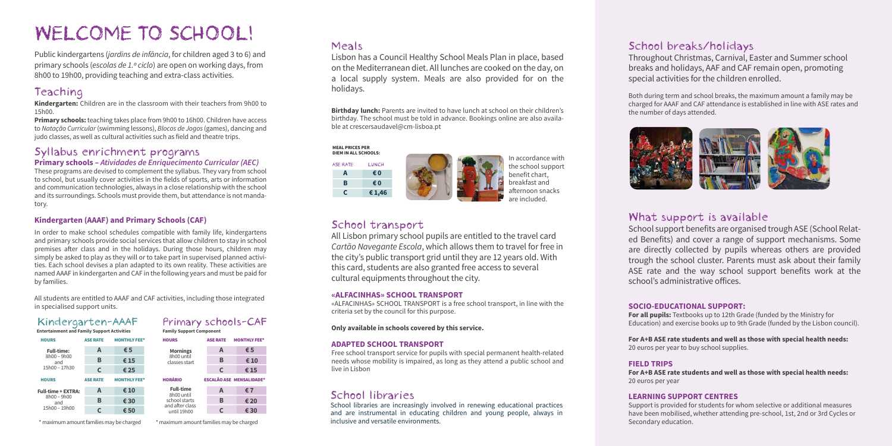# WELCOME TO SCHOOL!

Public kindergartens (*jardins de infância*, for children aged 3 to 6) and primary schools (*escolas de 1.º ciclo*) are open on working days, from 8h00 to 19h00, providing teaching and extra-class activities.

## Teaching

**Kindergarten:** Children are in the classroom with their teachers from 9h00 to 15h00.

**Primary schools:** teaching takes place from 9h00 to 16h00. Children have access to *Natação Curricular* (swimming lessons), *Blocos de Jogos* (games), dancing and judo classes, as well as cultural activities such as field and theatre trips.

## Syllabus enrichment programs

### Primary schools – *Atividades de Enriquecimento Curricular (AEC)*

These programs are devised to complement the syllabus. They vary from school to school, but usually cover activities in the fields of sports, arts or information and communication technologies, always in a close relationship with the school and its surroundings. Schools must provide them, but attendance is not mandatory.

### Kindergarten (AAAF) and Primary Schools (CAF)

In order to make school schedules compatible with family life, kindergartens and primary schools provide social services that allow children to stay in school premises after class and in the holidays. During those hours, children may simply be asked to play as they will or to take part in supervised planned activities. Each school devises a plan adapted to its own reality. These activities are named AAAF in kindergarten and CAF in the following years and must be paid for by families.

All students are entitled to AAAF and CAF activities, including those integrated in specialised support units.

## Kindergarten-AAAF

**Entertainment and Family Support Activities**

| HOURS | ASE RATE | MONTHLY FEE* |
|---|---|---|
| Full-time: 8h00 – 9h00 and 15h00 – 17h30 | A | € 5 |
| | B | € 15 |
| | C | € 25 |
| HOURS | ASE RATE | MONTHLY FEE* |
| Full-time + EXTRA: 8h00 – 9h00 and 15h00 – 19h00 | A | € 10 |
| | B | € 30 |
| | C | € 50 |

\* maximum amount families may be charged

## Primary schools-CAF

**Family Support Component**

| HOURS | ASE RATE | MONTHLY FEE* |
|---|---|---|
| Mornings 8h00 until classes start | A | € 5 |
| | B | € 10 |
| | C | € 15 |
| HORÁRIO | ESCALÃO ASE | MENSALIDADE* |
| Full-time 8h00 until school starts and after class until 19h00 | A | € 7 |
| | B | € 20 |
| | C | € 30 |

\* maximum amount families may be charged

## Meals

Lisbon has a Council Healthy School Meals Plan in place, based on the Mediterranean diet. All lunches are cooked on the day, on a local supply system. Meals are also provided for on the holidays.

**Birthday lunch:** Parents are invited to have lunch at school on their children's birthday. The school must be told in advance. Bookings online are also available at crescersaudavel@cm-lisboa.pt

**MEAL PRICES PER DIEM IN ALL SCHOOLS:**

| ASE RATE | LUNCH |
|---|---|
| A | € 0 |
| B | € 0 |
| C | € 1,46 |

In accordance with the school support benefit chart, breakfast and afternoon snacks are included.

## School transport

All Lisbon primary school pupils are entitled to the travel card *Cartão Navegante Escola*, which allows them to travel for free in the city's public transport grid until they are 12 years old. With this card, students are also granted free access to several cultural equipments throughout the city.

### «ALFACINHAS» SCHOOL TRANSPORT

«ALFACINHAS» SCHOOL TRANSPORT is a free school transport, in line with the criteria set by the council for this purpose.

**Only available in schools covered by this service.**

### ADAPTED SCHOOL TRANSPORT

Free school transport service for pupils with special permanent health-related needs whose mobility is impaired, as long as they attend a public school and live in Lisbon

## School libraries

School libraries are increasingly involved in renewing educational practices and are instrumental in educating children and young people, always in inclusive and versatile environments.

## School breaks/holidays

Throughout Christmas, Carnival, Easter and Summer school breaks and holidays, AAF and CAF remain open, promoting special activities for the children enrolled.

Both during term and school breaks, the maximum amount a family may be charged for AAAF and CAF attendance is established in line with ASE rates and the number of days attended.

## What support is available

School support benefits are organised trough ASE (School Related Benefits) and cover a range of support mechanisms. Some are directly collected by pupils whereas others are provided trough the school cluster. Parents must ask about their family ASE rate and the way school support benefits work at the school's administrative offices.

### SOCIO-EDUCATIONAL SUPPORT:

**For all pupils:** Textbooks up to 12th Grade (funded by the Ministry for Education) and exercise books up to 9th Grade (funded by the Lisbon council).

**For A+B ASE rate students and well as those with special health needs:** 20 euros per year to buy school supplies.

### FIELD TRIPS

**For A+B ASE rate students and well as those with special health needs:** 20 euros per year

### LEARNING SUPPORT CENTRES

Support is provided for students for whom selective or additional measures have been mobilised, whether attending pre-school, 1st, 2nd or 3rd Cycles or Secondary education.